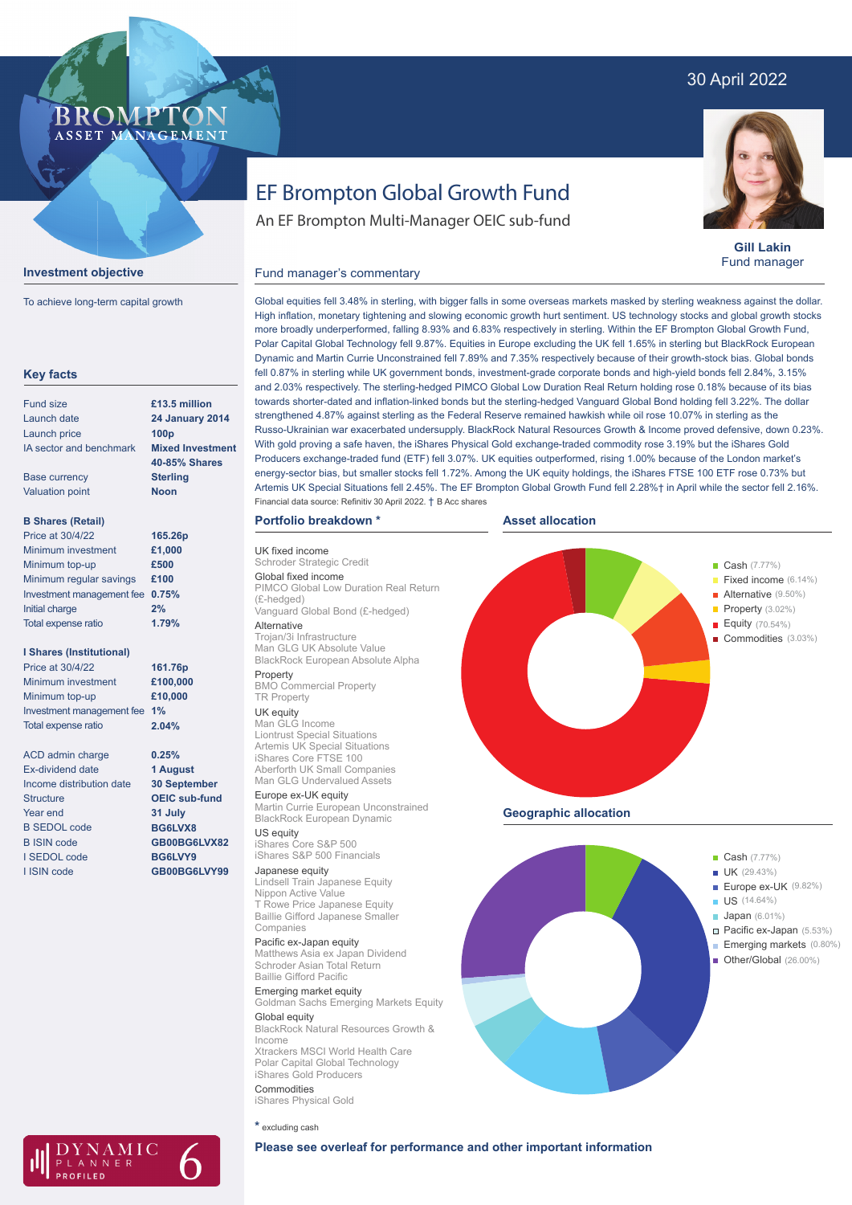30 April 2022

# EF Brompton Global Growth Fund

An EF Brompton Multi-Manager OEIC sub-fund

**Gill Lakin**
Fund manager

## Investment objective

To achieve long-term capital growth

## Key facts

| | |
|---|---|
| Fund size | **£13.5 million** |
| Launch date | **24 January 2014** |
| Launch price | **100p** |
| IA sector and benchmark | **Mixed Investment 40-85% Shares** |
| Base currency | **Sterling** |
| Valuation point | **Noon** |

**B Shares (Retail)**

| | |
|---|---|
| Price at 30/4/22 | **165.26p** |
| Minimum investment | **£1,000** |
| Minimum top-up | **£500** |
| Minimum regular savings | **£100** |
| Investment management fee | **0.75%** |
| Initial charge | **2%** |
| Total expense ratio | **1.79%** |

**I Shares (Institutional)**

| | |
|---|---|
| Price at 30/4/22 | **161.76p** |
| Minimum investment | **£100,000** |
| Minimum top-up | **£10,000** |
| Investment management fee | **1%** |
| Total expense ratio | **2.04%** |

| | |
|---|---|
| ACD admin charge | **0.25%** |
| Ex-dividend date | **1 August** |
| Income distribution date | **30 September** |
| Structure | **OEIC sub-fund** |
| Year end | **31 July** |
| B SEDOL code | **BG6LVX8** |
| B ISIN code | **GB00BG6LVX82** |
| I SEDOL code | **BG6LVY9** |
| I ISIN code | **GB00BG6LVY99** |

## Fund manager's commentary

Global equities fell 3.48% in sterling, with bigger falls in some overseas markets masked by sterling weakness against the dollar. High inflation, monetary tightening and slowing economic growth hurt sentiment. US technology stocks and global growth stocks more broadly underperformed, falling 8.93% and 6.83% respectively in sterling. Within the EF Brompton Global Growth Fund, Polar Capital Global Technology fell 9.87%. Equities in Europe excluding the UK fell 1.65% in sterling but BlackRock European Dynamic and Martin Currie Unconstrained fell 7.89% and 7.35% respectively because of their growth-stock bias. Global bonds fell 0.87% in sterling while UK government bonds, investment-grade corporate bonds and high-yield bonds fell 2.84%, 3.15% and 2.03% respectively. The sterling-hedged PIMCO Global Low Duration Real Return holding rose 0.18% because of its bias towards shorter-dated and inflation-linked bonds but the sterling-hedged Vanguard Global Bond holding fell 3.22%. The dollar strengthened 4.87% against sterling as the Federal Reserve remained hawkish while oil rose 10.07% in sterling as the Russo-Ukrainian war exacerbated undersupply. BlackRock Natural Resources Growth & Income proved defensive, down 0.23%. With gold proving a safe haven, the iShares Physical Gold exchange-traded commodity rose 3.19% but the iShares Gold Producers exchange-traded fund (ETF) fell 3.07%. UK equities outperformed, rising 1.00% because of the London market's energy-sector bias, but smaller stocks fell 1.72%. Among the UK equity holdings, the iShares FTSE 100 ETF rose 0.73% but Artemis UK Special Situations fell 2.45%. The EF Brompton Global Growth Fund fell 2.28%† in April while the sector fell 2.16%.

Financial data source: Refinitiv 30 April 2022. † B Acc shares

## Portfolio breakdown *

**UK fixed income**
Schroder Strategic Credit

**Global fixed income**
PIMCO Global Low Duration Real Return (£-hedged)
Vanguard Global Bond (£-hedged)

**Alternative**
Trojan/3i Infrastructure
Man GLG UK Absolute Value
BlackRock European Absolute Alpha

**Property**
BMO Commercial Property
TR Property

**UK equity**
Man GLG Income
Liontrust Special Situations
Artemis UK Special Situations
iShares Core FTSE 100
Aberforth UK Small Companies
Man GLG Undervalued Assets

**Europe ex-UK equity**
Martin Currie European Unconstrained
BlackRock European Dynamic

**US equity**
iShares Core S&P 500
iShares S&P 500 Financials

**Japanese equity**
Lindsell Train Japanese Equity
Nippon Active Value
T Rowe Price Japanese Equity
Baillie Gifford Japanese Smaller Companies

**Pacific ex-Japan equity**
Matthews Asia ex Japan Dividend
Schroder Asian Total Return
Baillie Gifford Pacific

**Emerging market equity**
Goldman Sachs Emerging Markets Equity

**Global equity**
BlackRock Natural Resources Growth & Income
Xtrackers MSCI World Health Care
Polar Capital Global Technology
iShares Gold Producers

**Commodities**
iShares Physical Gold

* excluding cash

## Asset allocation

- Cash (7.77%)
- Fixed income (6.14%)
- Alternative (9.50%)
- Property (3.02%)
- Equity (70.54%)
- Commodities (3.03%)

## Geographic allocation

- Cash (7.77%)
- UK (29.43%)
- Europe ex-UK (9.82%)
- US (14.64%)
- Japan (6.01%)
- Pacific ex-Japan (5.53%)
- Emerging markets (0.80%)
- Other/Global (26.00%)

**Please see overleaf for performance and other important information**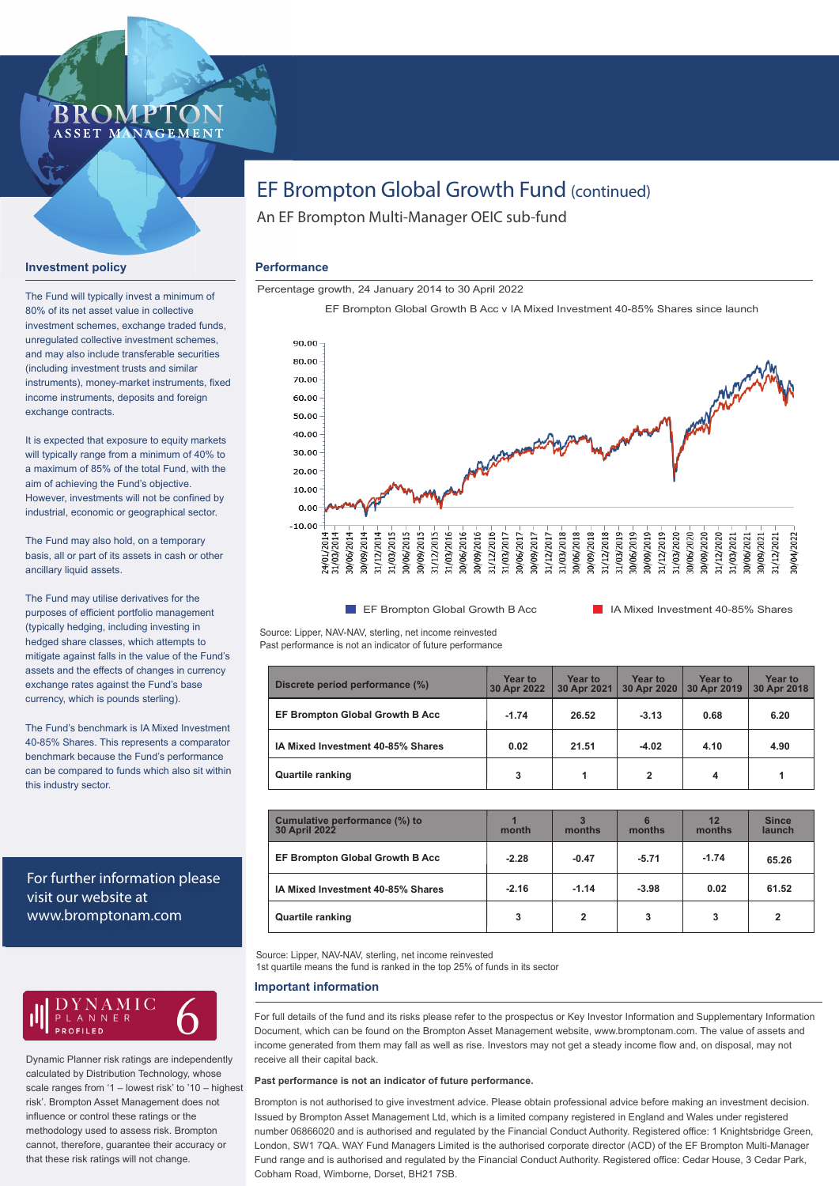BROMPTON
ASSET MANAGEMENT

# EF Brompton Global Growth Fund (continued)

An EF Brompton Multi-Manager OEIC sub-fund

## Investment policy

The Fund will typically invest a minimum of 80% of its net asset value in collective investment schemes, exchange traded funds, unregulated collective investment schemes, and may also include transferable securities (including investment trusts and similar instruments), money-market instruments, fixed income instruments, deposits and foreign exchange contracts.

It is expected that exposure to equity markets will typically range from a minimum of 40% to a maximum of 85% of the total Fund, with the aim of achieving the Fund's objective. However, investments will not be confined by industrial, economic or geographical sector.

The Fund may also hold, on a temporary basis, all or part of its assets in cash or other ancillary liquid assets.

The Fund may utilise derivatives for the purposes of efficient portfolio management (typically hedging, including investing in hedged share classes, which attempts to mitigate against falls in the value of the Fund's assets and the effects of changes in currency exchange rates against the Fund's base currency, which is pounds sterling).

The Fund's benchmark is IA Mixed Investment 40-85% Shares. This represents a comparator benchmark because the Fund's performance can be compared to funds which also sit within this industry sector.

For further information please visit our website at www.bromptonam.com

DYNAMIC PLANNER PROFILED 6

Dynamic Planner risk ratings are independently calculated by Distribution Technology, whose scale ranges from '1 – lowest risk' to '10 – highest risk'. Brompton Asset Management does not influence or control these ratings or the methodology used to assess risk. Brompton cannot, therefore, guarantee their accuracy or that these risk ratings will not change.

## Performance

Percentage growth, 24 January 2014 to 30 April 2022

EF Brompton Global Growth B Acc v IA Mixed Investment 40-85% Shares since launch

90.00
80.00
70.00
60.00
50.00
40.00
30.00
20.00
10.00
0.00
-10.00

24/01/2014 31/03/2014 30/06/2014 30/09/2014 31/12/2014 31/03/2015 30/06/2015 30/09/2015 31/12/2015 31/03/2016 30/06/2016 30/09/2016 31/12/2016 31/03/2017 30/06/2017 30/09/2017 31/12/2017 31/03/2018 30/06/2018 30/09/2018 31/12/2018 31/03/2019 30/06/2019 30/09/2019 31/12/2019 31/03/2020 30/06/2020 30/09/2020 31/12/2020 31/03/2021 30/06/2021 30/09/2021 31/12/2021 30/04/2022

EF Brompton Global Growth B Acc    IA Mixed Investment 40-85% Shares

Source: Lipper, NAV-NAV, sterling, net income reinvested
Past performance is not an indicator of future performance

| Discrete period performance (%) | Year to 30 Apr 2022 | Year to 30 Apr 2021 | Year to 30 Apr 2020 | Year to 30 Apr 2019 | Year to 30 Apr 2018 |
|---|---|---|---|---|---|
| **EF Brompton Global Growth B Acc** | -1.74 | 26.52 | -3.13 | 0.68 | 6.20 |
| **IA Mixed Investment 40-85% Shares** | 0.02 | 21.51 | -4.02 | 4.10 | 4.90 |
| **Quartile ranking** | 3 | 1 | 2 | 4 | 1 |

| Cumulative performance (%) to 30 April 2022 | 1 month | 3 months | 6 months | 12 months | Since launch |
|---|---|---|---|---|---|
| **EF Brompton Global Growth B Acc** | -2.28 | -0.47 | -5.71 | -1.74 | 65.26 |
| **IA Mixed Investment 40-85% Shares** | -2.16 | -1.14 | -3.98 | 0.02 | 61.52 |
| **Quartile ranking** | 3 | 2 | 3 | 3 | 2 |

Source: Lipper, NAV-NAV, sterling, net income reinvested
1st quartile means the fund is ranked in the top 25% of funds in its sector

## Important information

For full details of the fund and its risks please refer to the prospectus or Key Investor Information and Supplementary Information Document, which can be found on the Brompton Asset Management website, www.bromptonam.com. The value of assets and income generated from them may fall as well as rise. Investors may not get a steady income flow and, on disposal, may not receive all their capital back.

**Past performance is not an indicator of future performance.**

Brompton is not authorised to give investment advice. Please obtain professional advice before making an investment decision. Issued by Brompton Asset Management Ltd, which is a limited company registered in England and Wales under registered number 06866020 and is authorised and regulated by the Financial Conduct Authority. Registered office: 1 Knightsbridge Green, London, SW1 7QA. WAY Fund Managers Limited is the authorised corporate director (ACD) of the EF Brompton Multi-Manager Fund range and is authorised and regulated by the Financial Conduct Authority. Registered office: Cedar House, 3 Cedar Park, Cobham Road, Wimborne, Dorset, BH21 7SB.